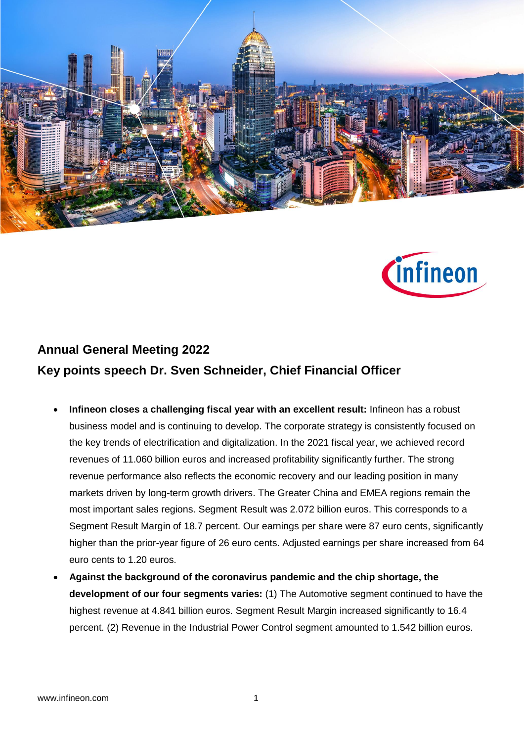## Annual General Meeting 2022

## Key points speech Dr. Sven Schneider, Chief Financial Officer

- **Infineon closes a challenging fiscal year with an excellent result:** Infineon has a robust business model and is continuing to develop. The corporate strategy is consistently focused on the key trends of electrification and digitalization. In the 2021 fiscal year, we achieved record revenues of 11.060 billion euros and increased profitability significantly further. The strong revenue performance also reflects the economic recovery and our leading position in many markets driven by long-term growth drivers. The Greater China and EMEA regions remain the most important sales regions. Segment Result was 2.072 billion euros. This corresponds to a Segment Result Margin of 18.7 percent. Our earnings per share were 87 euro cents, significantly higher than the prior-year figure of 26 euro cents. Adjusted earnings per share increased from 64 euro cents to 1.20 euros.
- **Against the background of the coronavirus pandemic and the chip shortage, the development of our four segments varies:** (1) The Automotive segment continued to have the highest revenue at 4.841 billion euros. Segment Result Margin increased significantly to 16.4 percent. (2) Revenue in the Industrial Power Control segment amounted to 1.542 billion euros.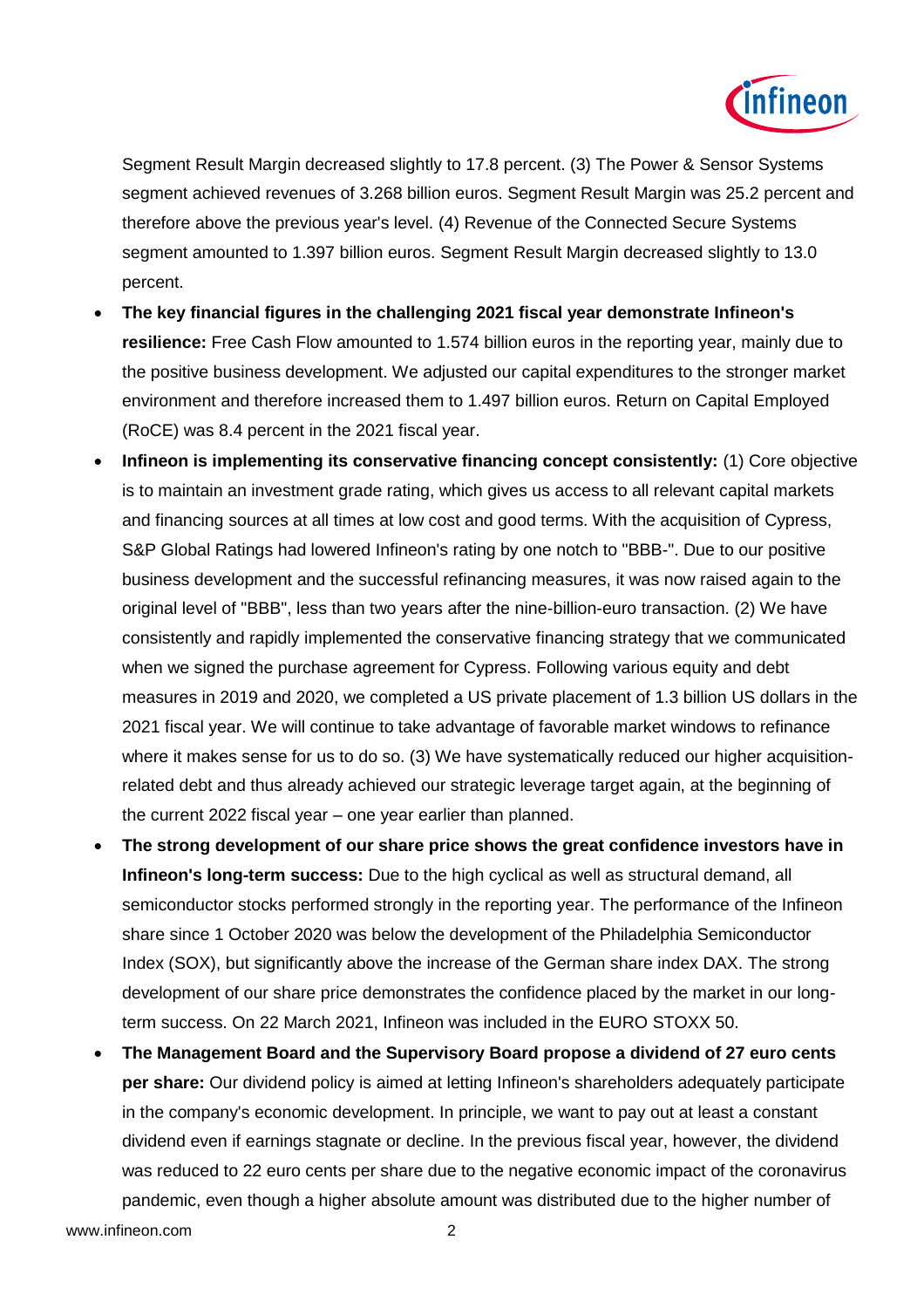Segment Result Margin decreased slightly to 17.8 percent. (3) The Power & Sensor Systems segment achieved revenues of 3.268 billion euros. Segment Result Margin was 25.2 percent and therefore above the previous year's level. (4) Revenue of the Connected Secure Systems segment amounted to 1.397 billion euros. Segment Result Margin decreased slightly to 13.0 percent.

- **The key financial figures in the challenging 2021 fiscal year demonstrate Infineon's resilience:** Free Cash Flow amounted to 1.574 billion euros in the reporting year, mainly due to the positive business development. We adjusted our capital expenditures to the stronger market environment and therefore increased them to 1.497 billion euros. Return on Capital Employed (RoCE) was 8.4 percent in the 2021 fiscal year.
- **Infineon is implementing its conservative financing concept consistently:** (1) Core objective is to maintain an investment grade rating, which gives us access to all relevant capital markets and financing sources at all times at low cost and good terms. With the acquisition of Cypress, S&P Global Ratings had lowered Infineon's rating by one notch to "BBB-". Due to our positive business development and the successful refinancing measures, it was now raised again to the original level of "BBB", less than two years after the nine-billion-euro transaction. (2) We have consistently and rapidly implemented the conservative financing strategy that we communicated when we signed the purchase agreement for Cypress. Following various equity and debt measures in 2019 and 2020, we completed a US private placement of 1.3 billion US dollars in the 2021 fiscal year. We will continue to take advantage of favorable market windows to refinance where it makes sense for us to do so. (3) We have systematically reduced our higher acquisition-related debt and thus already achieved our strategic leverage target again, at the beginning of the current 2022 fiscal year – one year earlier than planned.
- **The strong development of our share price shows the great confidence investors have in Infineon's long-term success:** Due to the high cyclical as well as structural demand, all semiconductor stocks performed strongly in the reporting year. The performance of the Infineon share since 1 October 2020 was below the development of the Philadelphia Semiconductor Index (SOX), but significantly above the increase of the German share index DAX. The strong development of our share price demonstrates the confidence placed by the market in our long-term success. On 22 March 2021, Infineon was included in the EURO STOXX 50.
- **The Management Board and the Supervisory Board propose a dividend of 27 euro cents per share:** Our dividend policy is aimed at letting Infineon's shareholders adequately participate in the company's economic development. In principle, we want to pay out at least a constant dividend even if earnings stagnate or decline. In the previous fiscal year, however, the dividend was reduced to 22 euro cents per share due to the negative economic impact of the coronavirus pandemic, even though a higher absolute amount was distributed due to the higher number of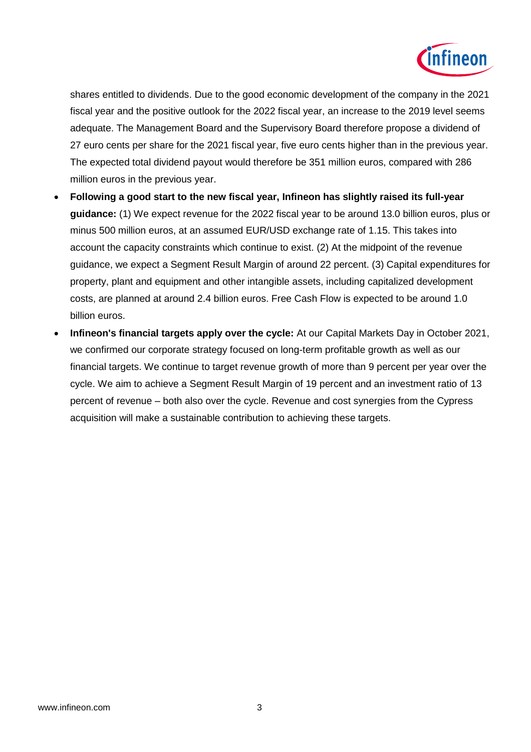shares entitled to dividends. Due to the good economic development of the company in the 2021 fiscal year and the positive outlook for the 2022 fiscal year, an increase to the 2019 level seems adequate. The Management Board and the Supervisory Board therefore propose a dividend of 27 euro cents per share for the 2021 fiscal year, five euro cents higher than in the previous year. The expected total dividend payout would therefore be 351 million euros, compared with 286 million euros in the previous year.

- **Following a good start to the new fiscal year, Infineon has slightly raised its full-year guidance:** (1) We expect revenue for the 2022 fiscal year to be around 13.0 billion euros, plus or minus 500 million euros, at an assumed EUR/USD exchange rate of 1.15. This takes into account the capacity constraints which continue to exist. (2) At the midpoint of the revenue guidance, we expect a Segment Result Margin of around 22 percent. (3) Capital expenditures for property, plant and equipment and other intangible assets, including capitalized development costs, are planned at around 2.4 billion euros. Free Cash Flow is expected to be around 1.0 billion euros.
- **Infineon's financial targets apply over the cycle:** At our Capital Markets Day in October 2021, we confirmed our corporate strategy focused on long-term profitable growth as well as our financial targets. We continue to target revenue growth of more than 9 percent per year over the cycle. We aim to achieve a Segment Result Margin of 19 percent and an investment ratio of 13 percent of revenue – both also over the cycle. Revenue and cost synergies from the Cypress acquisition will make a sustainable contribution to achieving these targets.